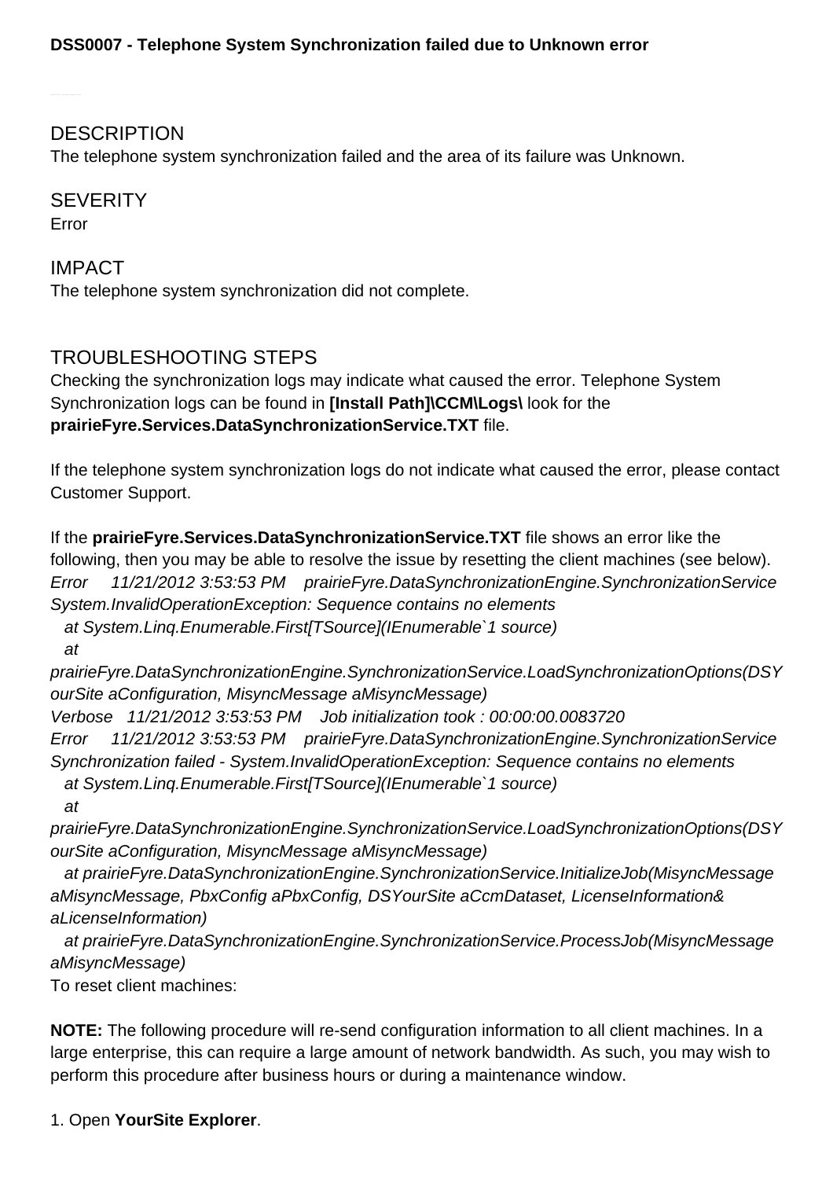**DSS0007 - Telephone System Synchronization failed due to Unknown error**

## DESCRIPTION

The telephone system synchronization failed and the area of its failure was Unknown.

## SEVERITY

Error

## IMPACT

The telephone system synchronization did not complete.

## TROUBLESHOOTING STEPS

Checking the synchronization logs may indicate what caused the error. Telephone System Synchronization logs can be found in **[Install Path]\CCM\Logs\** look for the **prairieFyre.Services.DataSynchronizationService.TXT** file.

If the telephone system synchronization logs do not indicate what caused the error, please contact Customer Support.

If the **prairieFyre.Services.DataSynchronizationService.TXT** file shows an error like the following, then you may be able to resolve the issue by resetting the client machines (see below).

*Error     11/21/2012 3:53:53 PM    prairieFyre.DataSynchronizationEngine.SynchronizationService System.InvalidOperationException: Sequence contains no elements*
*at System.Linq.Enumerable.First[TSource](IEnumerable`1 source)*
*at prairieFyre.DataSynchronizationEngine.SynchronizationService.LoadSynchronizationOptions(DSYourSite aConfiguration, MisyncMessage aMisyncMessage)*
*Verbose   11/21/2012 3:53:53 PM    Job initialization took : 00:00:00.0083720*
*Error     11/21/2012 3:53:53 PM    prairieFyre.DataSynchronizationEngine.SynchronizationService Synchronization failed - System.InvalidOperationException: Sequence contains no elements*
*at System.Linq.Enumerable.First[TSource](IEnumerable`1 source)*
*at prairieFyre.DataSynchronizationEngine.SynchronizationService.LoadSynchronizationOptions(DSYourSite aConfiguration, MisyncMessage aMisyncMessage)*
*at prairieFyre.DataSynchronizationEngine.SynchronizationService.InitializeJob(MisyncMessage aMisyncMessage, PbxConfig aPbxConfig, DSYourSite aCcmDataset, LicenseInformation& aLicenseInformation)*
*at prairieFyre.DataSynchronizationEngine.SynchronizationService.ProcessJob(MisyncMessage aMisyncMessage)*

To reset client machines:

**NOTE:** The following procedure will re-send configuration information to all client machines. In a large enterprise, this can require a large amount of network bandwidth. As such, you may wish to perform this procedure after business hours or during a maintenance window.

1. Open **YourSite Explorer**.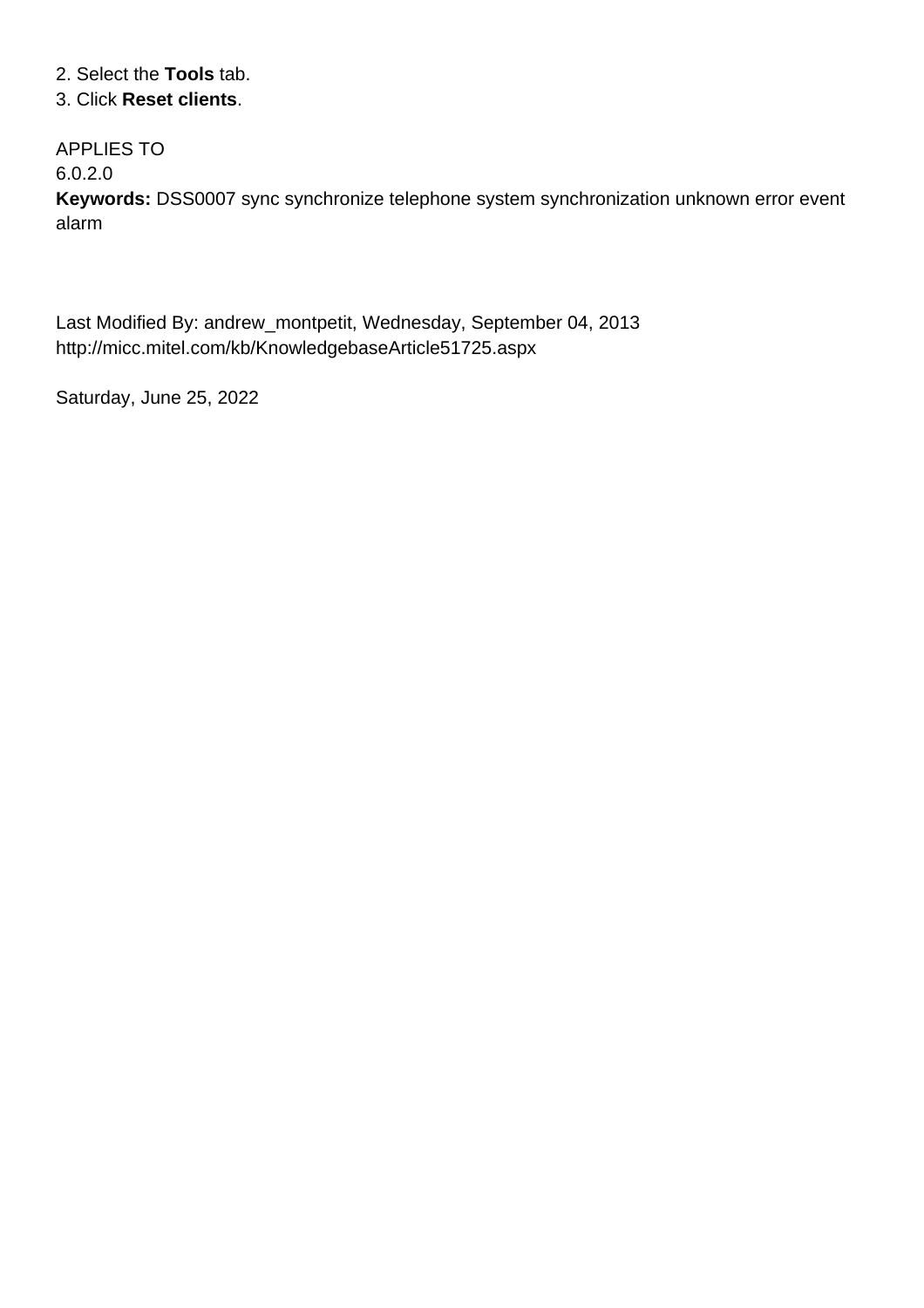2. Select the **Tools** tab.
3. Click **Reset clients**.

APPLIES TO
6.0.2.0
**Keywords:** DSS0007 sync synchronize telephone system synchronization unknown error event alarm

Last Modified By: andrew_montpetit, Wednesday, September 04, 2013
http://micc.mitel.com/kb/KnowledgebaseArticle51725.aspx

Saturday, June 25, 2022